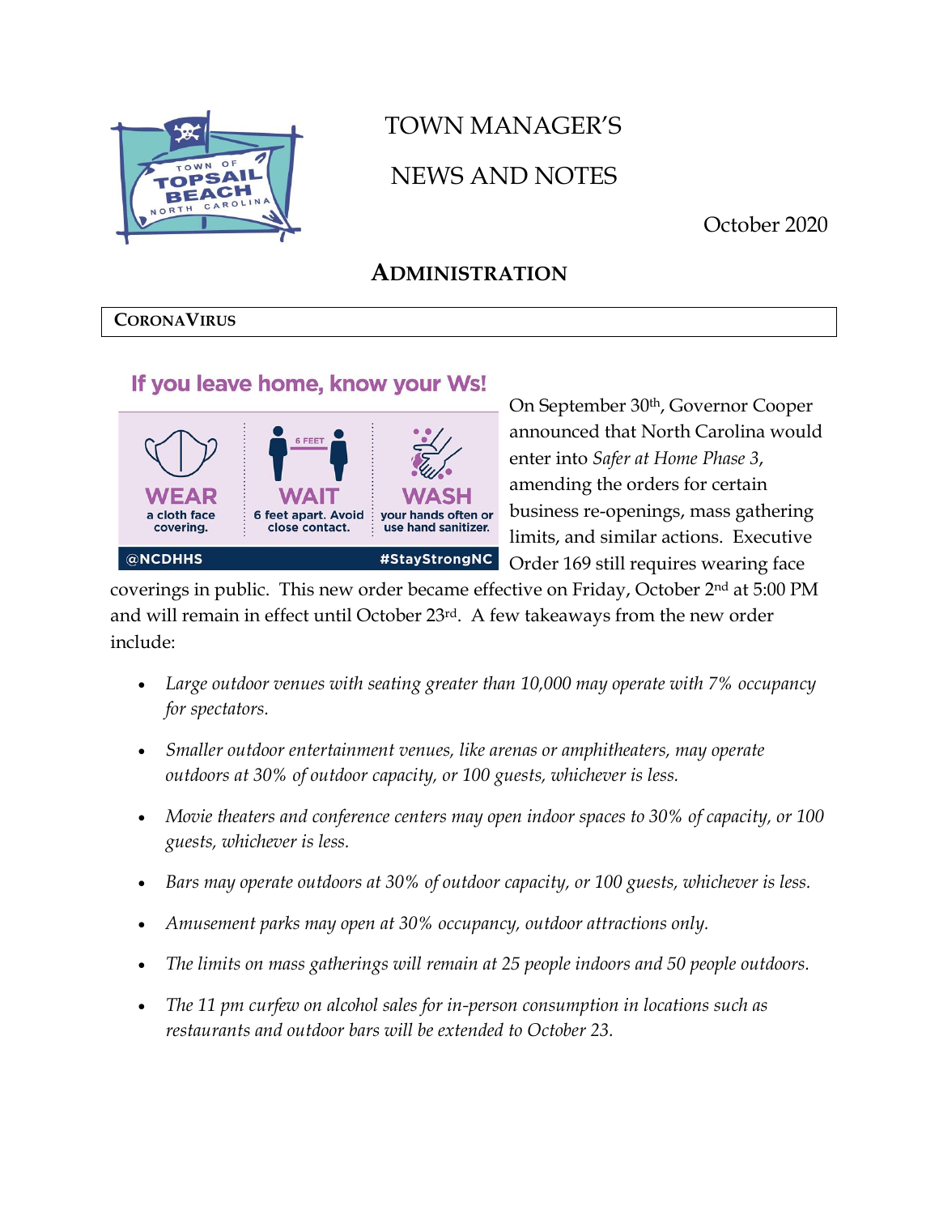# TOWN MANAGER'S NEWS AND NOTES

October 2020

## ADMINISTRATION

### CORONAVIRUS

If you leave home, know your Ws!

WEAR a cloth face covering. WAIT 6 feet apart. Avoid close contact. WASH your hands often or use hand sanitizer.

@NCDHHS #StayStrongNC

On September 30th, Governor Cooper announced that North Carolina would enter into *Safer at Home Phase 3*, amending the orders for certain business re-openings, mass gathering limits, and similar actions. Executive Order 169 still requires wearing face coverings in public. This new order became effective on Friday, October 2nd at 5:00 PM and will remain in effect until October 23rd. A few takeaways from the new order include:

- *Large outdoor venues with seating greater than 10,000 may operate with 7% occupancy for spectators.*
- *Smaller outdoor entertainment venues, like arenas or amphitheaters, may operate outdoors at 30% of outdoor capacity, or 100 guests, whichever is less.*
- *Movie theaters and conference centers may open indoor spaces to 30% of capacity, or 100 guests, whichever is less.*
- *Bars may operate outdoors at 30% of outdoor capacity, or 100 guests, whichever is less.*
- *Amusement parks may open at 30% occupancy, outdoor attractions only.*
- *The limits on mass gatherings will remain at 25 people indoors and 50 people outdoors.*
- *The 11 pm curfew on alcohol sales for in-person consumption in locations such as restaurants and outdoor bars will be extended to October 23.*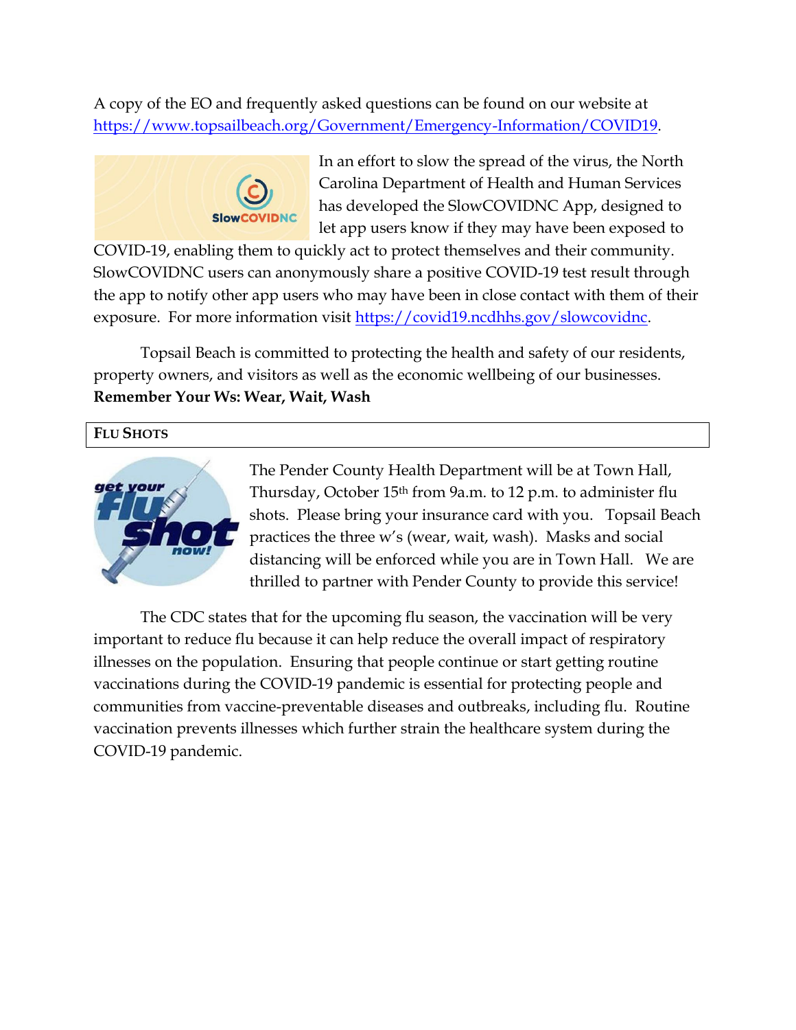A copy of the EO and frequently asked questions can be found on our website at https://www.topsailbeach.org/Government/Emergency-Information/COVID19.

In an effort to slow the spread of the virus, the North Carolina Department of Health and Human Services has developed the SlowCOVIDNC App, designed to let app users know if they may have been exposed to COVID-19, enabling them to quickly act to protect themselves and their community. SlowCOVIDNC users can anonymously share a positive COVID-19 test result through the app to notify other app users who may have been in close contact with them of their exposure. For more information visit https://covid19.ncdhhs.gov/slowcovidnc.

Topsail Beach is committed to protecting the health and safety of our residents, property owners, and visitors as well as the economic wellbeing of our businesses. **Remember Your Ws: Wear, Wait, Wash**

## FLU SHOTS

The Pender County Health Department will be at Town Hall, Thursday, October 15th from 9a.m. to 12 p.m. to administer flu shots. Please bring your insurance card with you. Topsail Beach practices the three w's (wear, wait, wash). Masks and social distancing will be enforced while you are in Town Hall. We are thrilled to partner with Pender County to provide this service!

The CDC states that for the upcoming flu season, the vaccination will be very important to reduce flu because it can help reduce the overall impact of respiratory illnesses on the population. Ensuring that people continue or start getting routine vaccinations during the COVID-19 pandemic is essential for protecting people and communities from vaccine-preventable diseases and outbreaks, including flu. Routine vaccination prevents illnesses which further strain the healthcare system during the COVID-19 pandemic.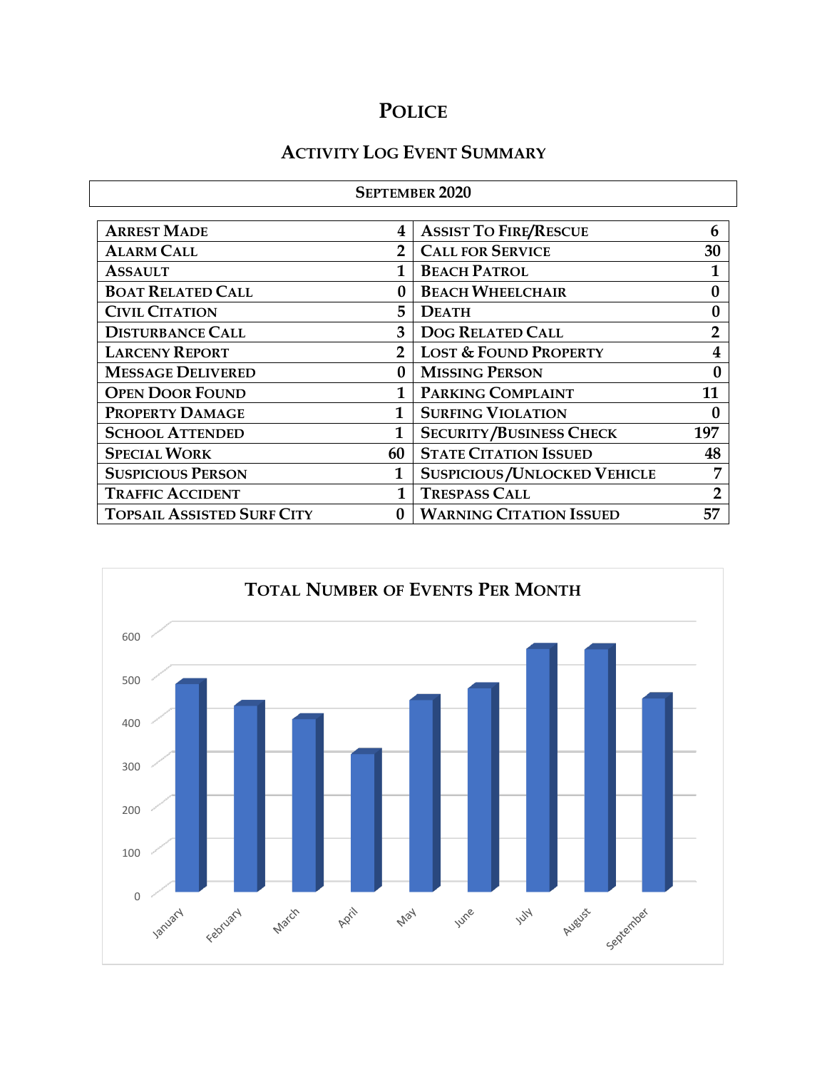# POLICE

## ACTIVITY LOG EVENT SUMMARY

**SEPTEMBER 2020**

| | | | |
|---|---|---|---|
| ARREST MADE | 4 | ASSIST TO FIRE/RESCUE | 6 |
| ALARM CALL | 2 | CALL FOR SERVICE | 30 |
| ASSAULT | 1 | BEACH PATROL | 1 |
| BOAT RELATED CALL | 0 | BEACH WHEELCHAIR | 0 |
| CIVIL CITATION | 5 | DEATH | 0 |
| DISTURBANCE CALL | 3 | DOG RELATED CALL | 2 |
| LARCENY REPORT | 2 | LOST & FOUND PROPERTY | 4 |
| MESSAGE DELIVERED | 0 | MISSING PERSON | 0 |
| OPEN DOOR FOUND | 1 | PARKING COMPLAINT | 11 |
| PROPERTY DAMAGE | 1 | SURFING VIOLATION | 0 |
| SCHOOL ATTENDED | 1 | SECURITY/BUSINESS CHECK | 197 |
| SPECIAL WORK | 60 | STATE CITATION ISSUED | 48 |
| SUSPICIOUS PERSON | 1 | SUSPICIOUS/UNLOCKED VEHICLE | 7 |
| TRAFFIC ACCIDENT | 1 | TRESPASS CALL | 2 |
| TOPSAIL ASSISTED SURF CITY | 0 | WARNING CITATION ISSUED | 57 |

### TOTAL NUMBER OF EVENTS PER MONTH

Chart: y-axis 0–600; months January, February, March, April, May, June, July, August, September.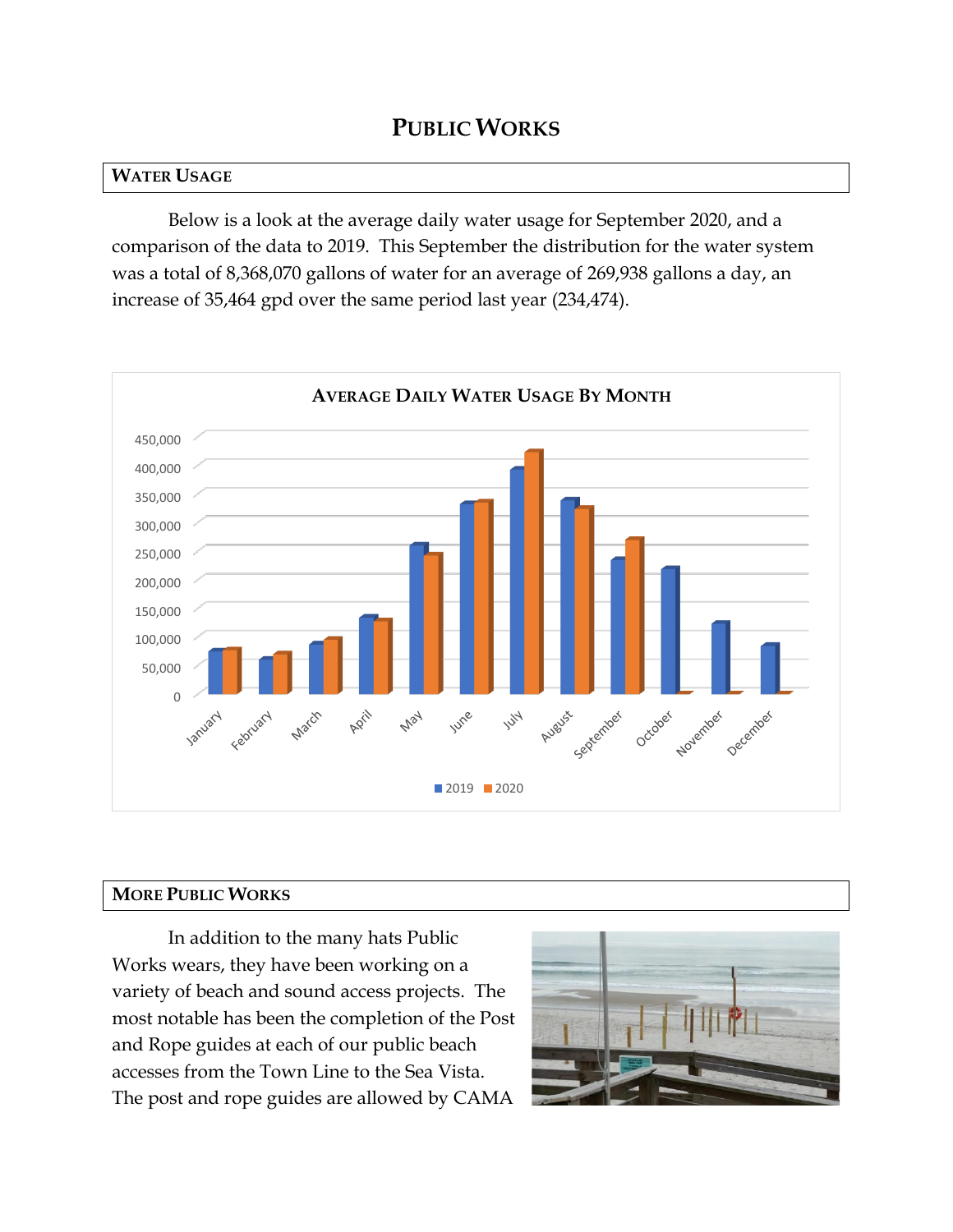# Public Works

## Water Usage

Below is a look at the average daily water usage for September 2020, and a comparison of the data to 2019. This September the distribution for the water system was a total of 8,368,070 gallons of water for an average of 269,938 gallons a day, an increase of 35,464 gpd over the same period last year (234,474).

## More Public Works

In addition to the many hats Public Works wears, they have been working on a variety of beach and sound access projects. The most notable has been the completion of the Post and Rope guides at each of our public beach accesses from the Town Line to the Sea Vista. The post and rope guides are allowed by CAMA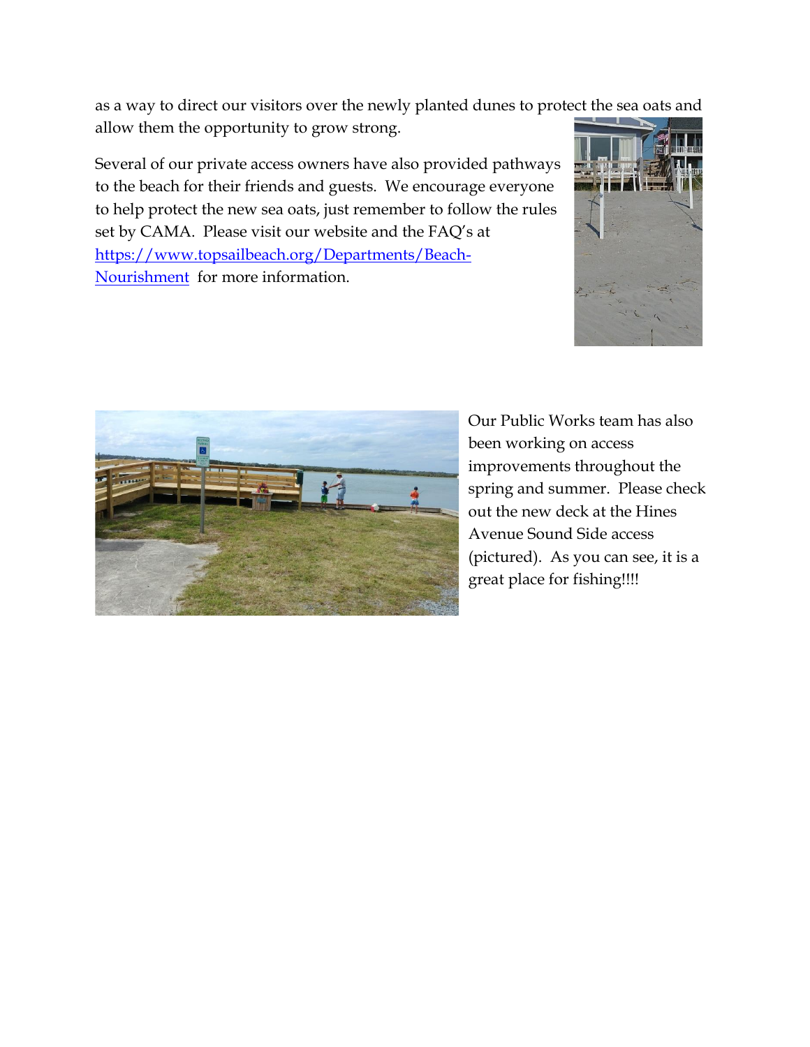as a way to direct our visitors over the newly planted dunes to protect the sea oats and allow them the opportunity to grow strong.

Several of our private access owners have also provided pathways to the beach for their friends and guests. We encourage everyone to help protect the new sea oats, just remember to follow the rules set by CAMA. Please visit our website and the FAQ's at [https://www.topsailbeach.org/Departments/Beach-Nourishment](https://www.topsailbeach.org/Departments/Beach-Nourishment) for more information.

Our Public Works team has also been working on access improvements throughout the spring and summer. Please check out the new deck at the Hines Avenue Sound Side access (pictured). As you can see, it is a great place for fishing!!!!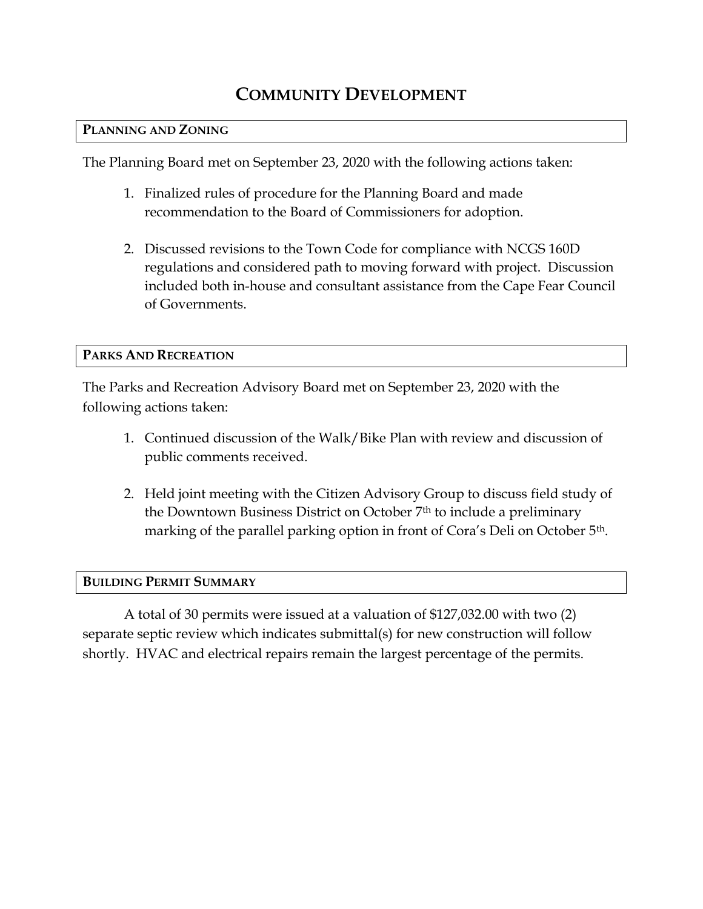# COMMUNITY DEVELOPMENT

## PLANNING AND ZONING

The Planning Board met on September 23, 2020 with the following actions taken:

1. Finalized rules of procedure for the Planning Board and made recommendation to the Board of Commissioners for adoption.

2. Discussed revisions to the Town Code for compliance with NCGS 160D regulations and considered path to moving forward with project. Discussion included both in-house and consultant assistance from the Cape Fear Council of Governments.

## PARKS AND RECREATION

The Parks and Recreation Advisory Board met on September 23, 2020 with the following actions taken:

1. Continued discussion of the Walk/Bike Plan with review and discussion of public comments received.

2. Held joint meeting with the Citizen Advisory Group to discuss field study of the Downtown Business District on October 7th to include a preliminary marking of the parallel parking option in front of Cora's Deli on October 5th.

## BUILDING PERMIT SUMMARY

A total of 30 permits were issued at a valuation of $127,032.00 with two (2) separate septic review which indicates submittal(s) for new construction will follow shortly. HVAC and electrical repairs remain the largest percentage of the permits.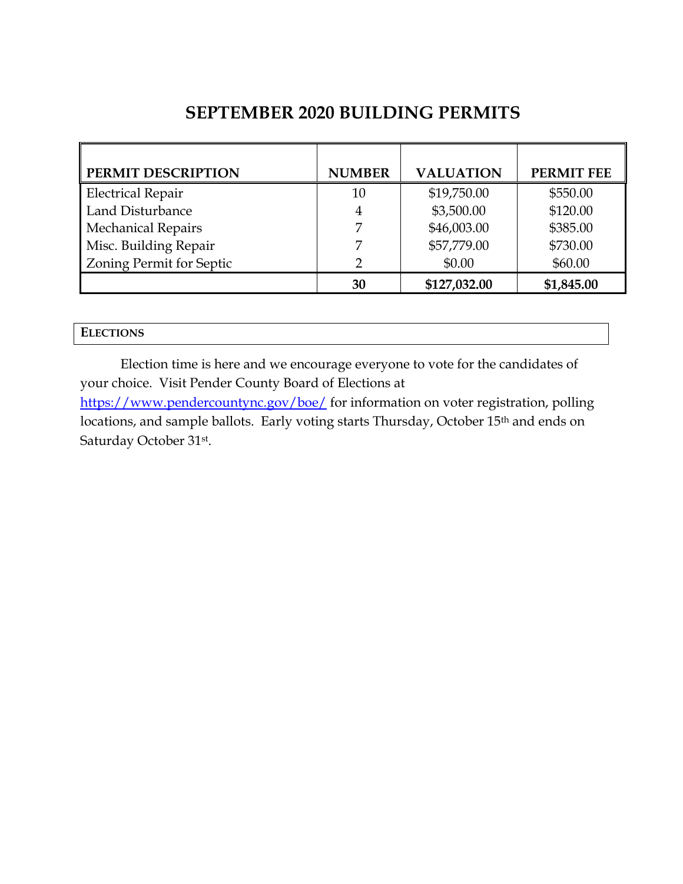# SEPTEMBER 2020 BUILDING PERMITS

| PERMIT DESCRIPTION | NUMBER | VALUATION | PERMIT FEE |
|---|---|---|---|
| Electrical Repair | 10 | $19,750.00 | $550.00 |
| Land Disturbance | 4 | $3,500.00 | $120.00 |
| Mechanical Repairs | 7 | $46,003.00 | $385.00 |
| Misc. Building Repair | 7 | $57,779.00 | $730.00 |
| Zoning Permit for Septic | 2 | $0.00 | $60.00 |
| | **30** | **$127,032.00** | **$1,845.00** |

## ELECTIONS

Election time is here and we encourage everyone to vote for the candidates of your choice. Visit Pender County Board of Elections at https://www.pendercountync.gov/boe/ for information on voter registration, polling locations, and sample ballots. Early voting starts Thursday, October 15th and ends on Saturday October 31st.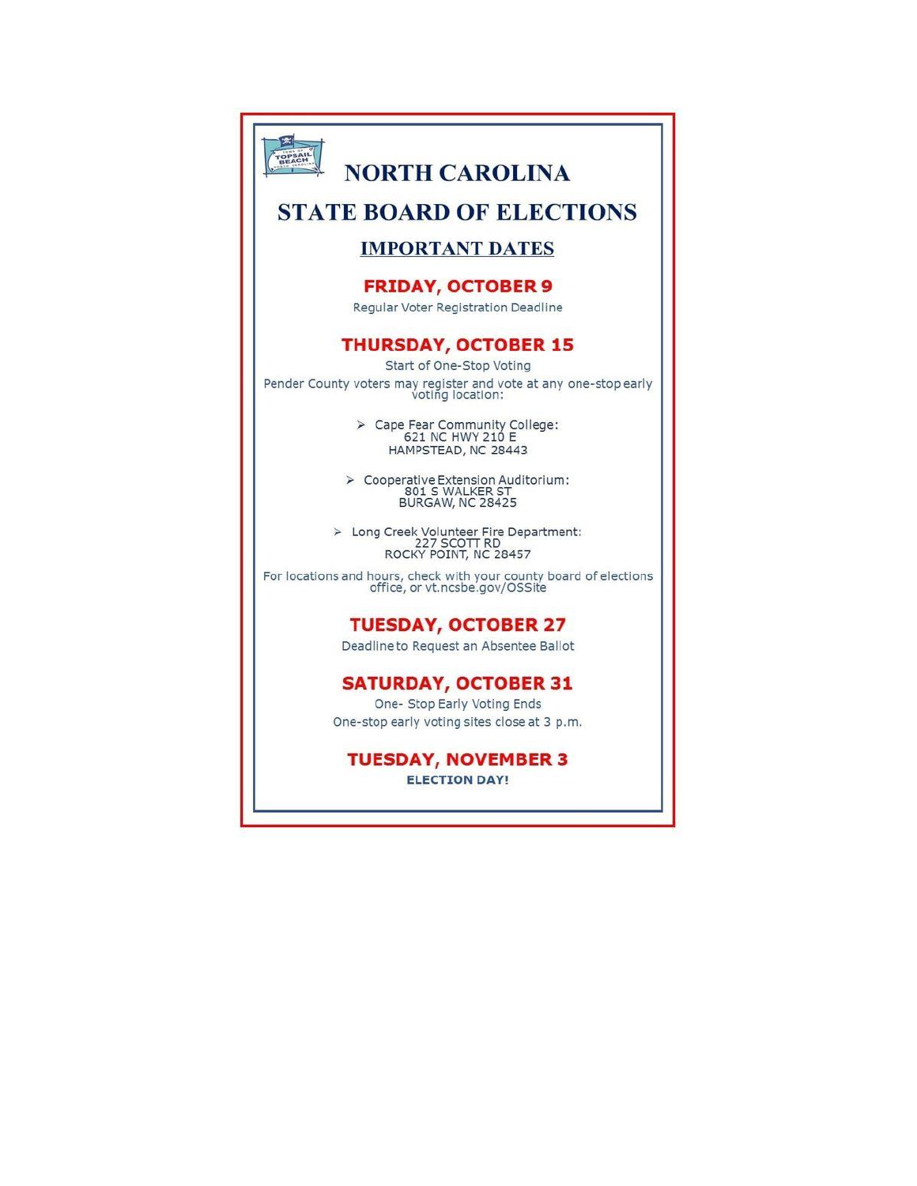# NORTH CAROLINA

# STATE BOARD OF ELECTIONS

## IMPORTANT DATES

### FRIDAY, OCTOBER 9

Regular Voter Registration Deadline

### THURSDAY, OCTOBER 15

Start of One-Stop Voting

Pender County voters may register and vote at any one-stop early voting location:

- Cape Fear Community College:
  621 NC HWY 210 E
  HAMPSTEAD, NC 28443
- Cooperative Extension Auditorium:
  801 S WALKER ST
  BURGAW, NC 28425
- Long Creek Volunteer Fire Department:
  227 SCOTT RD
  ROCKY POINT, NC 28457

For locations and hours, check with your county board of elections office, or vt.ncsbe.gov/OSSite

### TUESDAY, OCTOBER 27

Deadline to Request an Absentee Ballot

### SATURDAY, OCTOBER 31

One- Stop Early Voting Ends

One-stop early voting sites close at 3 p.m.

### TUESDAY, NOVEMBER 3

**ELECTION DAY!**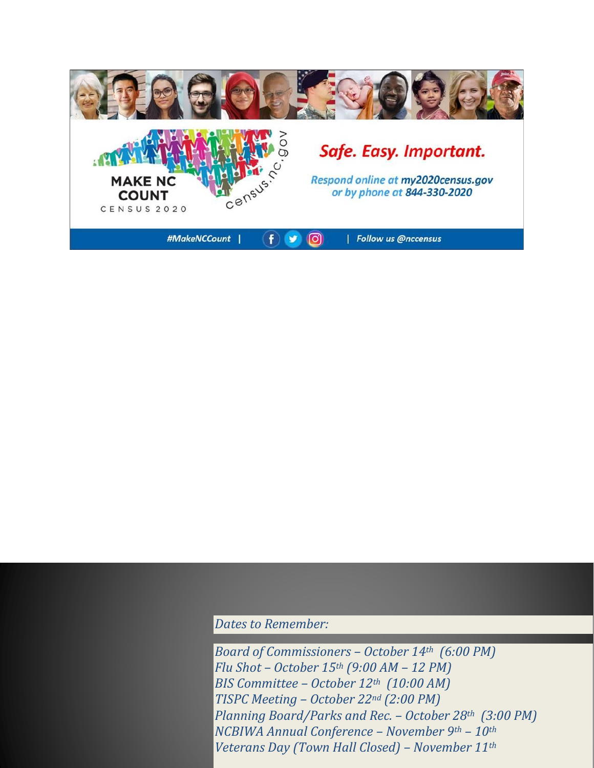MAKE NC COUNT

CENSUS 2020

census.nc.gov

*Safe. Easy. Important.*

*Respond online at* ***my2020census.gov***
*or by phone at* ***844-330-2020***

*#MakeNCCount* | *Follow us @nccensus*

*Dates to Remember:*

*Board of Commissioners – October 14th (6:00 PM)*
*Flu Shot – October 15th (9:00 AM – 12 PM)*
*BIS Committee – October 12th (10:00 AM)*
*TISPC Meeting – October 22nd (2:00 PM)*
*Planning Board/Parks and Rec. – October 28th (3:00 PM)*
*NCBIWA Annual Conference – November 9th – 10th*
*Veterans Day (Town Hall Closed) – November 11th*